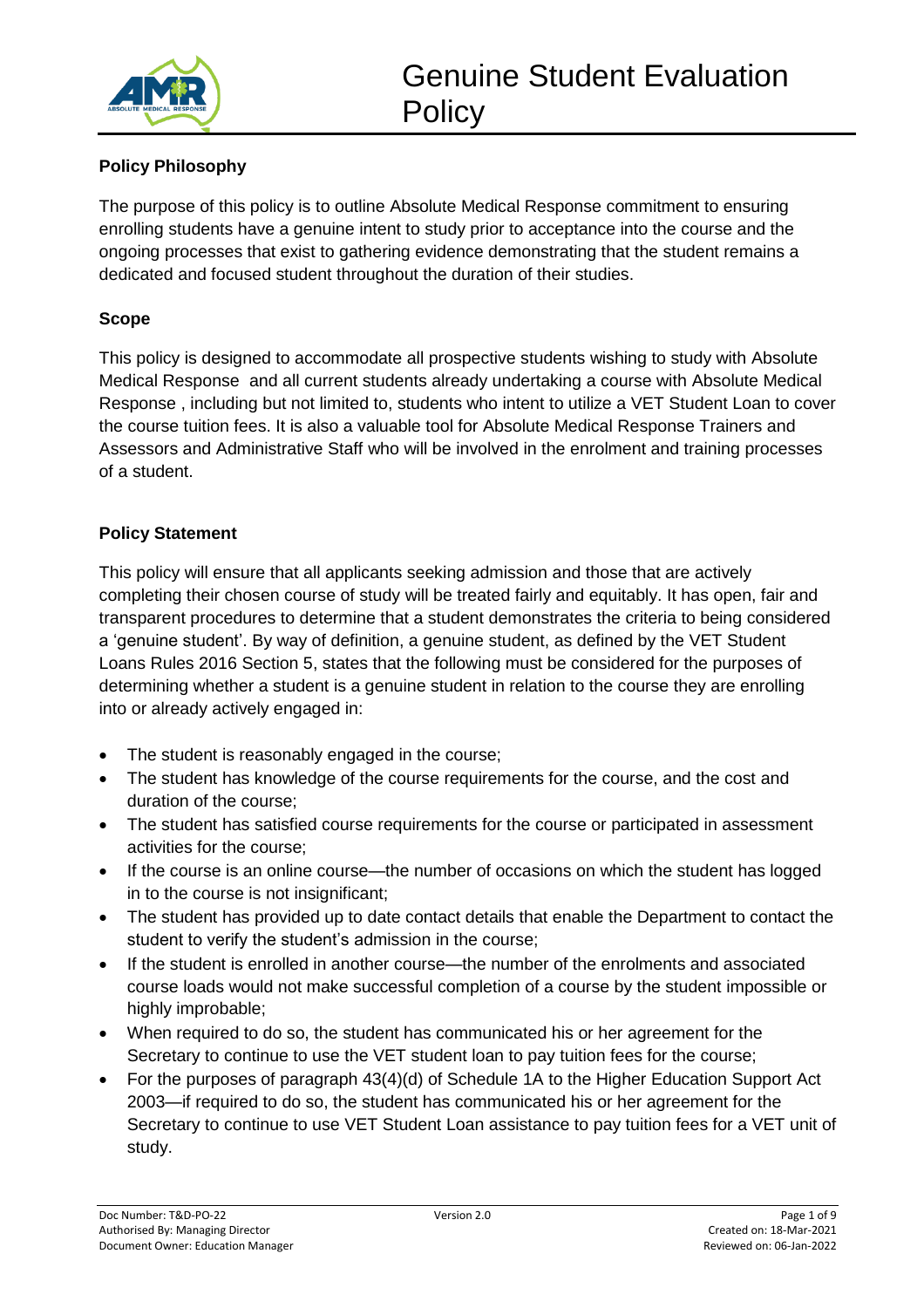# Genuine Student Evaluation Policy

**Policy Philosophy**

The purpose of this policy is to outline Absolute Medical Response commitment to ensuring enrolling students have a genuine intent to study prior to acceptance into the course and the ongoing processes that exist to gathering evidence demonstrating that the student remains a dedicated and focused student throughout the duration of their studies.

**Scope**

This policy is designed to accommodate all prospective students wishing to study with Absolute Medical Response and all current students already undertaking a course with Absolute Medical Response , including but not limited to, students who intent to utilize a VET Student Loan to cover the course tuition fees. It is also a valuable tool for Absolute Medical Response Trainers and Assessors and Administrative Staff who will be involved in the enrolment and training processes of a student.

**Policy Statement**

This policy will ensure that all applicants seeking admission and those that are actively completing their chosen course of study will be treated fairly and equitably. It has open, fair and transparent procedures to determine that a student demonstrates the criteria to being considered a 'genuine student'. By way of definition, a genuine student, as defined by the VET Student Loans Rules 2016 Section 5, states that the following must be considered for the purposes of determining whether a student is a genuine student in relation to the course they are enrolling into or already actively engaged in:

- The student is reasonably engaged in the course;
- The student has knowledge of the course requirements for the course, and the cost and duration of the course;
- The student has satisfied course requirements for the course or participated in assessment activities for the course;
- If the course is an online course—the number of occasions on which the student has logged in to the course is not insignificant;
- The student has provided up to date contact details that enable the Department to contact the student to verify the student's admission in the course;
- If the student is enrolled in another course—the number of the enrolments and associated course loads would not make successful completion of a course by the student impossible or highly improbable;
- When required to do so, the student has communicated his or her agreement for the Secretary to continue to use the VET student loan to pay tuition fees for the course;
- For the purposes of paragraph 43(4)(d) of Schedule 1A to the Higher Education Support Act 2003—if required to do so, the student has communicated his or her agreement for the Secretary to continue to use VET Student Loan assistance to pay tuition fees for a VET unit of study.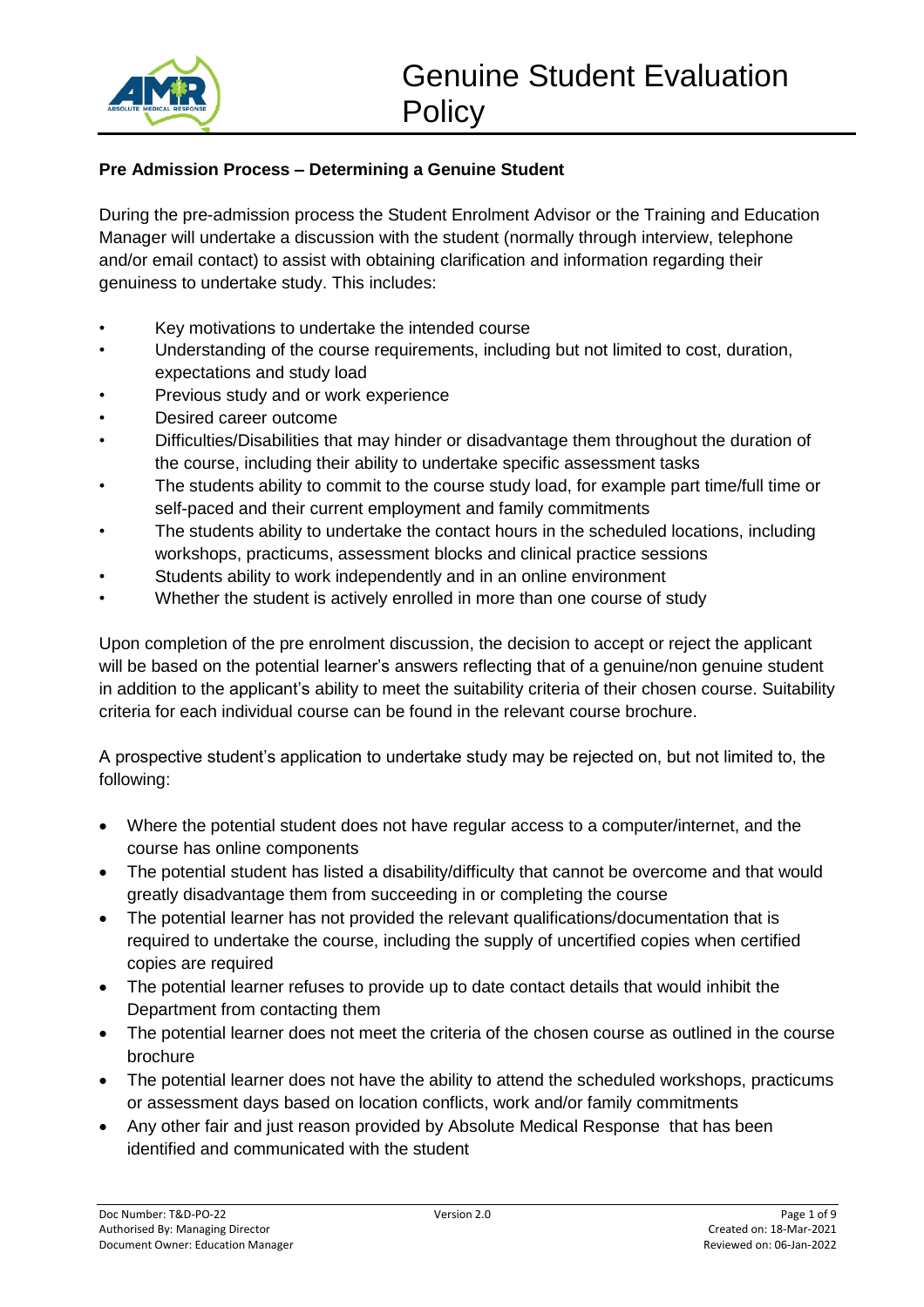# Genuine Student Evaluation Policy

**Pre Admission Process – Determining a Genuine Student**

During the pre-admission process the Student Enrolment Advisor or the Training and Education Manager will undertake a discussion with the student (normally through interview, telephone and/or email contact) to assist with obtaining clarification and information regarding their genuineness to undertake study. This includes:

- Key motivations to undertake the intended course
- Understanding of the course requirements, including but not limited to cost, duration, expectations and study load
- Previous study and or work experience
- Desired career outcome
- Difficulties/Disabilities that may hinder or disadvantage them throughout the duration of the course, including their ability to undertake specific assessment tasks
- The students ability to commit to the course study load, for example part time/full time or self-paced and their current employment and family commitments
- The students ability to undertake the contact hours in the scheduled locations, including workshops, practicums, assessment blocks and clinical practice sessions
- Students ability to work independently and in an online environment
- Whether the student is actively enrolled in more than one course of study

Upon completion of the pre enrolment discussion, the decision to accept or reject the applicant will be based on the potential learner's answers reflecting that of a genuine/non genuine student in addition to the applicant's ability to meet the suitability criteria of their chosen course. Suitability criteria for each individual course can be found in the relevant course brochure.

A prospective student's application to undertake study may be rejected on, but not limited to, the following:

- Where the potential student does not have regular access to a computer/internet, and the course has online components
- The potential student has listed a disability/difficulty that cannot be overcome and that would greatly disadvantage them from succeeding in or completing the course
- The potential learner has not provided the relevant qualifications/documentation that is required to undertake the course, including the supply of uncertified copies when certified copies are required
- The potential learner refuses to provide up to date contact details that would inhibit the Department from contacting them
- The potential learner does not meet the criteria of the chosen course as outlined in the course brochure
- The potential learner does not have the ability to attend the scheduled workshops, practicums or assessment days based on location conflicts, work and/or family commitments
- Any other fair and just reason provided by Absolute Medical Response that has been identified and communicated with the student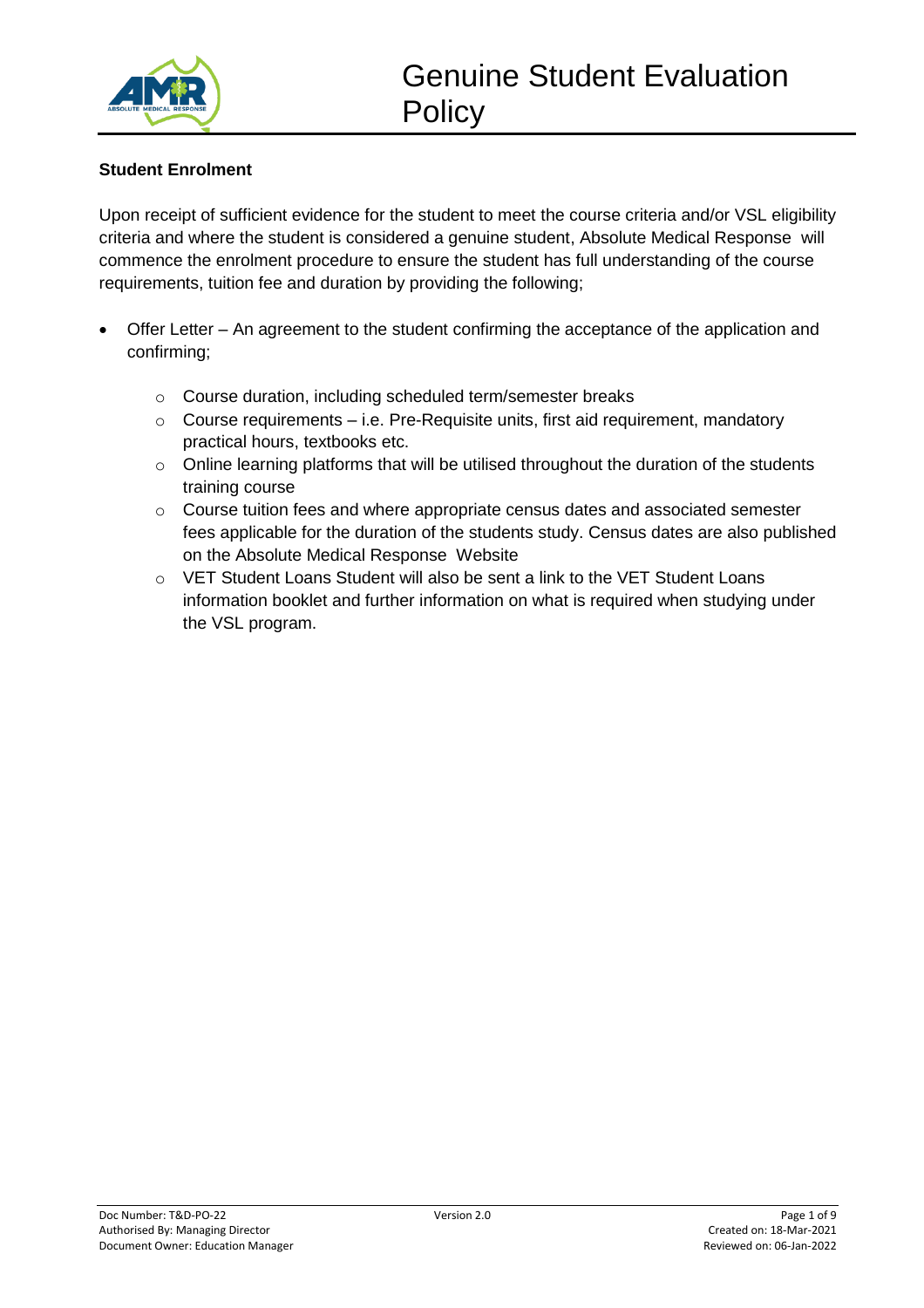**Student Enrolment**

Upon receipt of sufficient evidence for the student to meet the course criteria and/or VSL eligibility criteria and where the student is considered a genuine student, Absolute Medical Response will commence the enrolment procedure to ensure the student has full understanding of the course requirements, tuition fee and duration by providing the following;

- Offer Letter – An agreement to the student confirming the acceptance of the application and confirming;
    - Course duration, including scheduled term/semester breaks
    - Course requirements – i.e. Pre-Requisite units, first aid requirement, mandatory practical hours, textbooks etc.
    - Online learning platforms that will be utilised throughout the duration of the students training course
    - Course tuition fees and where appropriate census dates and associated semester fees applicable for the duration of the students study. Census dates are also published on the Absolute Medical Response Website
    - VET Student Loans Student will also be sent a link to the VET Student Loans information booklet and further information on what is required when studying under the VSL program.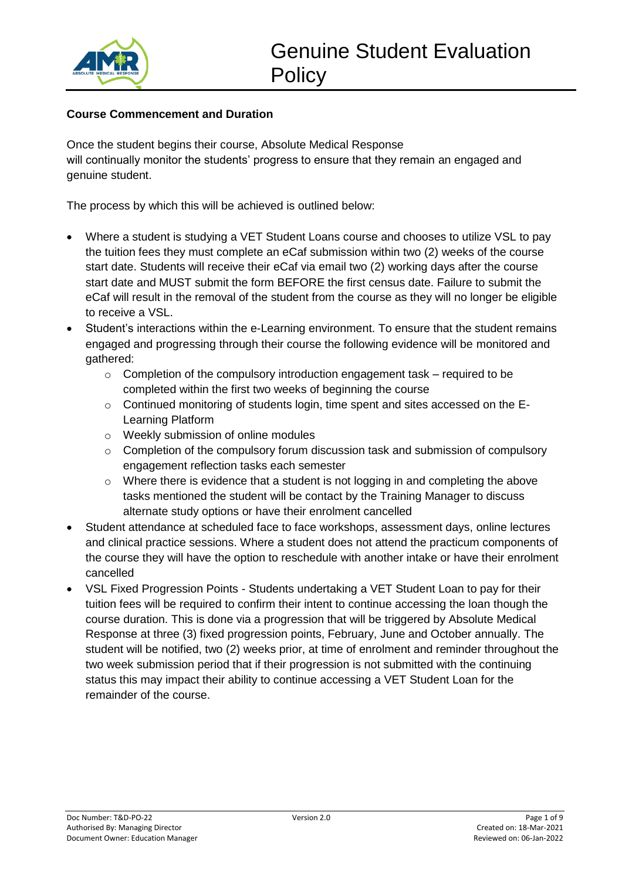**Course Commencement and Duration**

Once the student begins their course, Absolute Medical Response will continually monitor the students' progress to ensure that they remain an engaged and genuine student.

The process by which this will be achieved is outlined below:

- Where a student is studying a VET Student Loans course and chooses to utilize VSL to pay the tuition fees they must complete an eCaf submission within two (2) weeks of the course start date. Students will receive their eCaf via email two (2) working days after the course start date and MUST submit the form BEFORE the first census date. Failure to submit the eCaf will result in the removal of the student from the course as they will no longer be eligible to receive a VSL.
- Student's interactions within the e-Learning environment. To ensure that the student remains engaged and progressing through their course the following evidence will be monitored and gathered:
    - Completion of the compulsory introduction engagement task – required to be completed within the first two weeks of beginning the course
    - Continued monitoring of students login, time spent and sites accessed on the E-Learning Platform
    - Weekly submission of online modules
    - Completion of the compulsory forum discussion task and submission of compulsory engagement reflection tasks each semester
    - Where there is evidence that a student is not logging in and completing the above tasks mentioned the student will be contact by the Training Manager to discuss alternate study options or have their enrolment cancelled
- Student attendance at scheduled face to face workshops, assessment days, online lectures and clinical practice sessions. Where a student does not attend the practicum components of the course they will have the option to reschedule with another intake or have their enrolment cancelled
- VSL Fixed Progression Points - Students undertaking a VET Student Loan to pay for their tuition fees will be required to confirm their intent to continue accessing the loan though the course duration. This is done via a progression that will be triggered by Absolute Medical Response at three (3) fixed progression points, February, June and October annually. The student will be notified, two (2) weeks prior, at time of enrolment and reminder throughout the two week submission period that if their progression is not submitted with the continuing status this may impact their ability to continue accessing a VET Student Loan for the remainder of the course.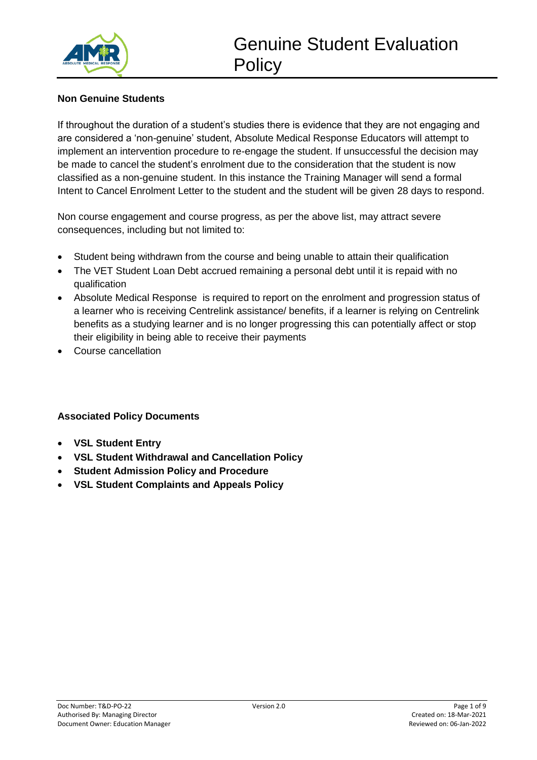**Non Genuine Students**

If throughout the duration of a student's studies there is evidence that they are not engaging and are considered a 'non-genuine' student, Absolute Medical Response Educators will attempt to implement an intervention procedure to re-engage the student. If unsuccessful the decision may be made to cancel the student's enrolment due to the consideration that the student is now classified as a non-genuine student. In this instance the Training Manager will send a formal Intent to Cancel Enrolment Letter to the student and the student will be given 28 days to respond.

Non course engagement and course progress, as per the above list, may attract severe consequences, including but not limited to:

- Student being withdrawn from the course and being unable to attain their qualification
- The VET Student Loan Debt accrued remaining a personal debt until it is repaid with no qualification
- Absolute Medical Response is required to report on the enrolment and progression status of a learner who is receiving Centrelink assistance/ benefits, if a learner is relying on Centrelink benefits as a studying learner and is no longer progressing this can potentially affect or stop their eligibility in being able to receive their payments
- Course cancellation

**Associated Policy Documents**

- **VSL Student Entry**
- **VSL Student Withdrawal and Cancellation Policy**
- **Student Admission Policy and Procedure**
- **VSL Student Complaints and Appeals Policy**